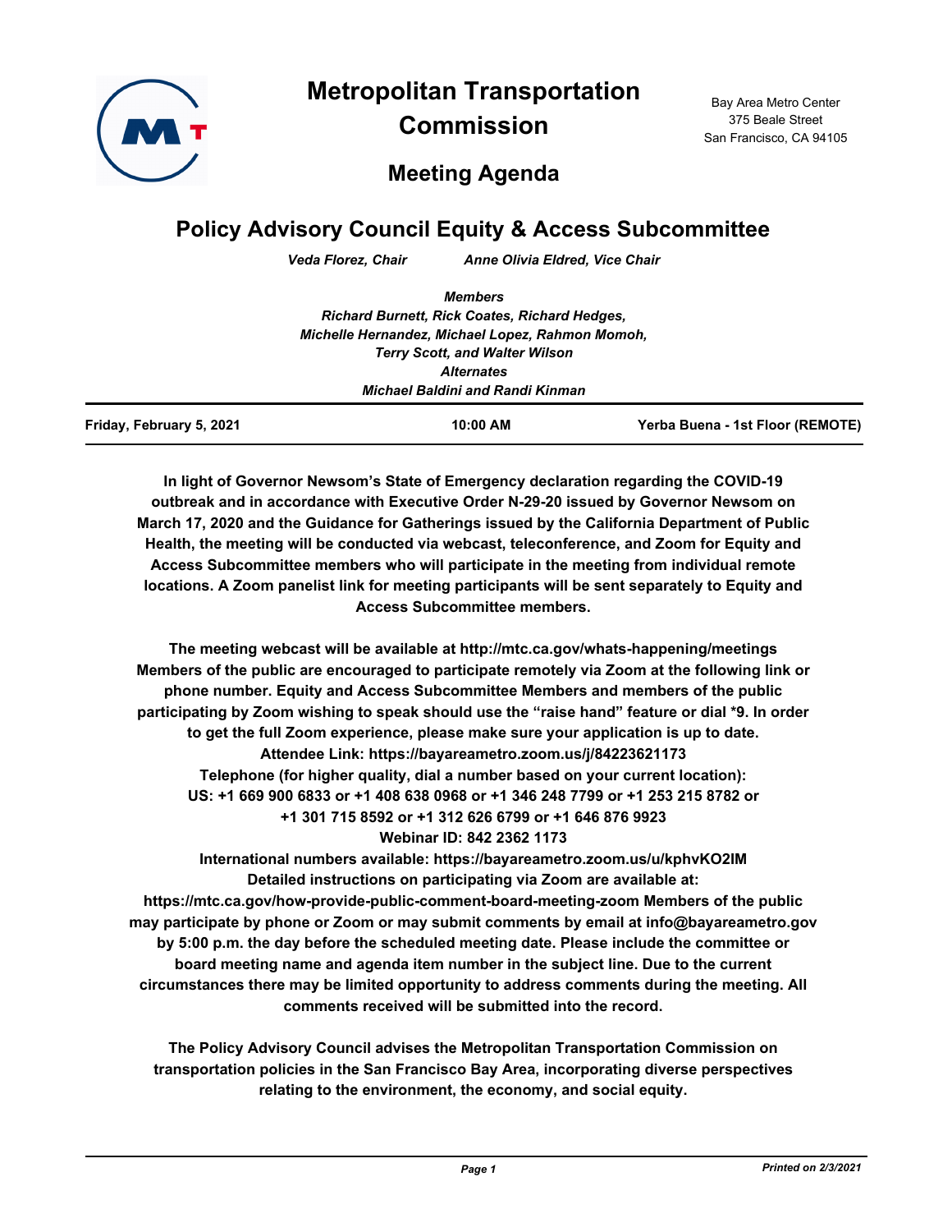# Metropolitan Transportation Commission

Bay Area Metro Center
375 Beale Street
San Francisco, CA 94105

## Meeting Agenda

# Policy Advisory Council Equity & Access Subcommittee

*Veda Florez, Chair* *Anne Olivia Eldred, Vice Chair*

***Members***
***Richard Burnett, Rick Coates, Richard Hedges, Michelle Hernandez, Michael Lopez, Rahmon Momoh, Terry Scott, and Walter Wilson***
***Alternates***
***Michael Baldini and Randi Kinman***

**Friday, February 5, 2021** **10:00 AM** **Yerba Buena - 1st Floor (REMOTE)**

**In light of Governor Newsom's State of Emergency declaration regarding the COVID-19 outbreak and in accordance with Executive Order N-29-20 issued by Governor Newsom on March 17, 2020 and the Guidance for Gatherings issued by the California Department of Public Health, the meeting will be conducted via webcast, teleconference, and Zoom for Equity and Access Subcommittee members who will participate in the meeting from individual remote locations. A Zoom panelist link for meeting participants will be sent separately to Equity and Access Subcommittee members.**

**The meeting webcast will be available at http://mtc.ca.gov/whats-happening/meetings Members of the public are encouraged to participate remotely via Zoom at the following link or phone number. Equity and Access Subcommittee Members and members of the public participating by Zoom wishing to speak should use the "raise hand" feature or dial *9. In order to get the full Zoom experience, please make sure your application is up to date.**
**Attendee Link: https://bayareametro.zoom.us/j/84223621173**
**Telephone (for higher quality, dial a number based on your current location):**
**US: +1 669 900 6833 or +1 408 638 0968 or +1 346 248 7799 or +1 253 215 8782 or +1 301 715 8592 or +1 312 626 6799 or +1 646 876 9923**
**Webinar ID: 842 2362 1173**
**International numbers available: https://bayareametro.zoom.us/u/kphvKO2lM**
**Detailed instructions on participating via Zoom are available at: https://mtc.ca.gov/how-provide-public-comment-board-meeting-zoom Members of the public may participate by phone or Zoom or may submit comments by email at info@bayareametro.gov by 5:00 p.m. the day before the scheduled meeting date. Please include the committee or board meeting name and agenda item number in the subject line. Due to the current circumstances there may be limited opportunity to address comments during the meeting. All comments received will be submitted into the record.**

**The Policy Advisory Council advises the Metropolitan Transportation Commission on transportation policies in the San Francisco Bay Area, incorporating diverse perspectives relating to the environment, the economy, and social equity.**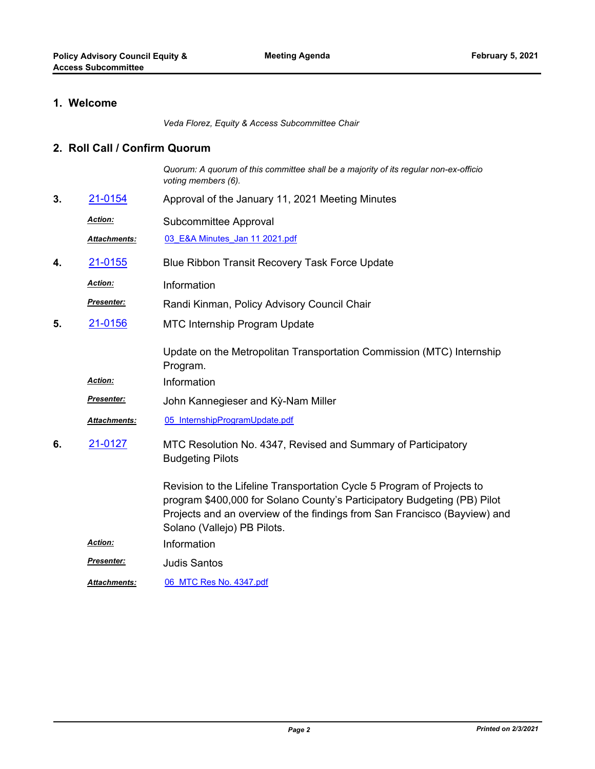## 1. Welcome

*Veda Florez, Equity & Access Subcommittee Chair*

## 2. Roll Call / Confirm Quorum

*Quorum: A quorum of this committee shall be a majority of its regular non-ex-officio voting members (6).*

**3.** [21-0154] Approval of the January 11, 2021 Meeting Minutes

***Action:*** Subcommittee Approval

***Attachments:*** [03_E&A Minutes_Jan 11 2021.pdf]

**4.** [21-0155] Blue Ribbon Transit Recovery Task Force Update

***Action:*** Information

***Presenter:*** Randi Kinman, Policy Advisory Council Chair

**5.** [21-0156] MTC Internship Program Update

Update on the Metropolitan Transportation Commission (MTC) Internship Program.

***Action:*** Information

***Presenter:*** John Kannegieser and Kỳ-Nam Miller

***Attachments:*** [05_InternshipProgramUpdate.pdf]

**6.** [21-0127] MTC Resolution No. 4347, Revised and Summary of Participatory Budgeting Pilots

Revision to the Lifeline Transportation Cycle 5 Program of Projects to program $400,000 for Solano County's Participatory Budgeting (PB) Pilot Projects and an overview of the findings from San Francisco (Bayview) and Solano (Vallejo) PB Pilots.

***Action:*** Information

***Presenter:*** Judis Santos

***Attachments:*** [06_MTC Res No. 4347.pdf]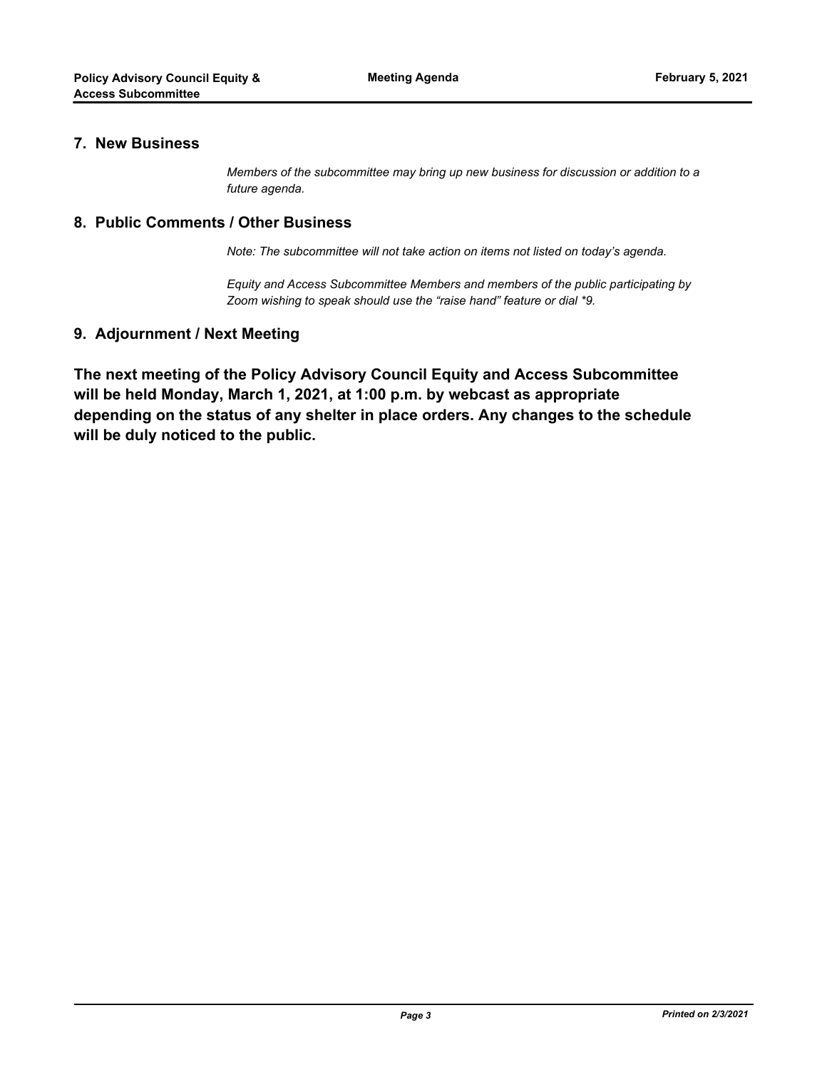## 7. New Business

*Members of the subcommittee may bring up new business for discussion or addition to a future agenda.*

## 8. Public Comments / Other Business

*Note: The subcommittee will not take action on items not listed on today's agenda.*

*Equity and Access Subcommittee Members and members of the public participating by Zoom wishing to speak should use the "raise hand" feature or dial *9.*

## 9. Adjournment / Next Meeting

**The next meeting of the Policy Advisory Council Equity and Access Subcommittee will be held Monday, March 1, 2021, at 1:00 p.m. by webcast as appropriate depending on the status of any shelter in place orders. Any changes to the schedule will be duly noticed to the public.**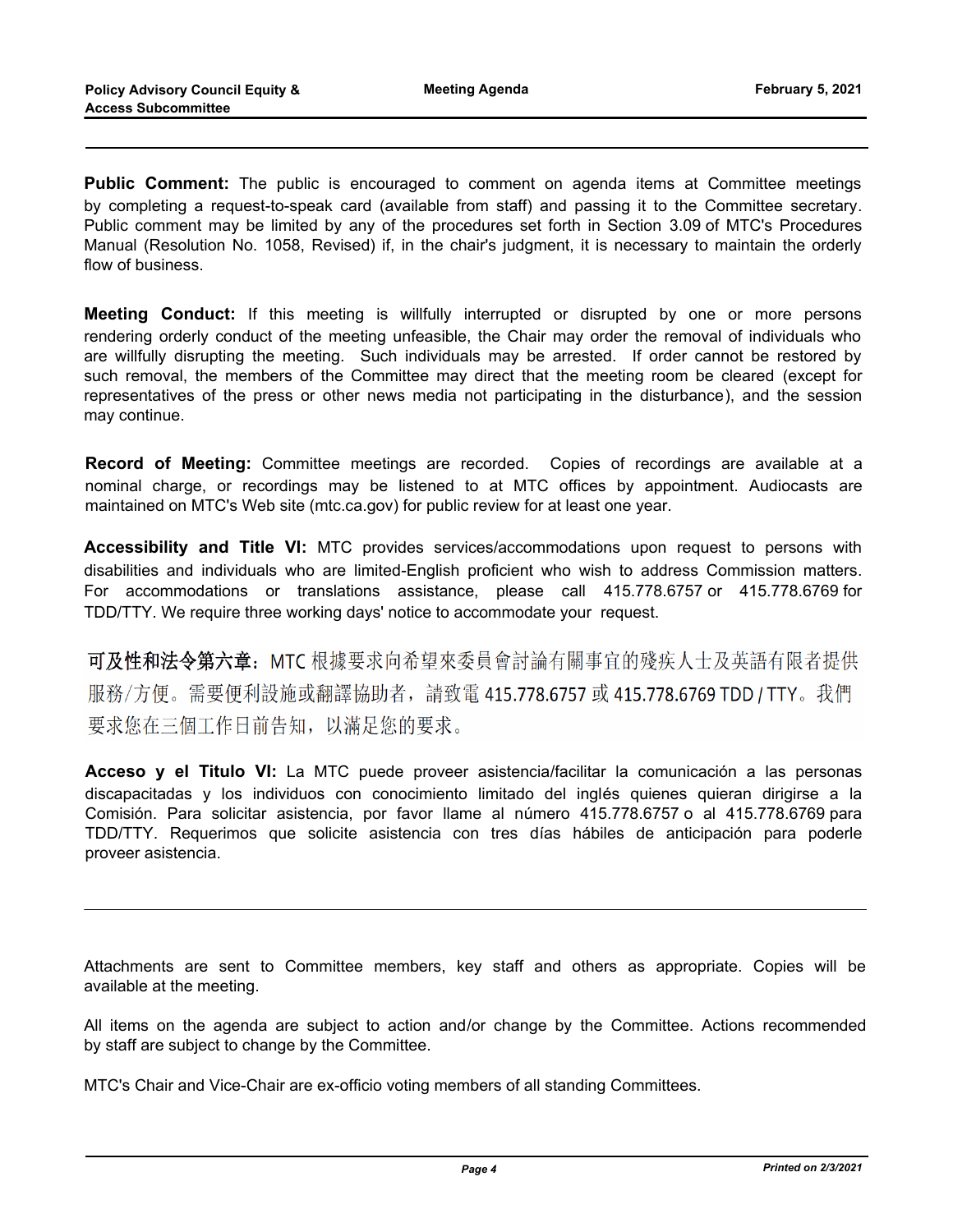**Public Comment:** The public is encouraged to comment on agenda items at Committee meetings by completing a request-to-speak card (available from staff) and passing it to the Committee secretary. Public comment may be limited by any of the procedures set forth in Section 3.09 of MTC's Procedures Manual (Resolution No. 1058, Revised) if, in the chair's judgment, it is necessary to maintain the orderly flow of business.

**Meeting Conduct:** If this meeting is willfully interrupted or disrupted by one or more persons rendering orderly conduct of the meeting unfeasible, the Chair may order the removal of individuals who are willfully disrupting the meeting. Such individuals may be arrested. If order cannot be restored by such removal, the members of the Committee may direct that the meeting room be cleared (except for representatives of the press or other news media not participating in the disturbance), and the session may continue.

**Record of Meeting:** Committee meetings are recorded. Copies of recordings are available at a nominal charge, or recordings may be listened to at MTC offices by appointment. Audiocasts are maintained on MTC's Web site (mtc.ca.gov) for public review for at least one year.

**Accessibility and Title VI:** MTC provides services/accommodations upon request to persons with disabilities and individuals who are limited-English proficient who wish to address Commission matters. For accommodations or translations assistance, please call 415.778.6757 or 415.778.6769 for TDD/TTY. We require three working days' notice to accommodate your request.

**可及性和法令第六章**：MTC 根據要求向希望來委員會討論有關事宜的殘疾人士及英語有限者提供服務/方便。需要便利設施或翻譯協助者，請致電 415.778.6757 或 415.778.6769 TDD / TTY。我們要求您在三個工作日前告知，以滿足您的要求。

**Acceso y el Titulo VI:** La MTC puede proveer asistencia/facilitar la comunicación a las personas discapacitadas y los individuos con conocimiento limitado del inglés quienes quieran dirigirse a la Comisión. Para solicitar asistencia, por favor llame al número 415.778.6757 o al 415.778.6769 para TDD/TTY. Requerimos que solicite asistencia con tres días hábiles de anticipación para poderle proveer asistencia.

---

Attachments are sent to Committee members, key staff and others as appropriate. Copies will be available at the meeting.

All items on the agenda are subject to action and/or change by the Committee. Actions recommended by staff are subject to change by the Committee.

MTC's Chair and Vice-Chair are ex-officio voting members of all standing Committees.